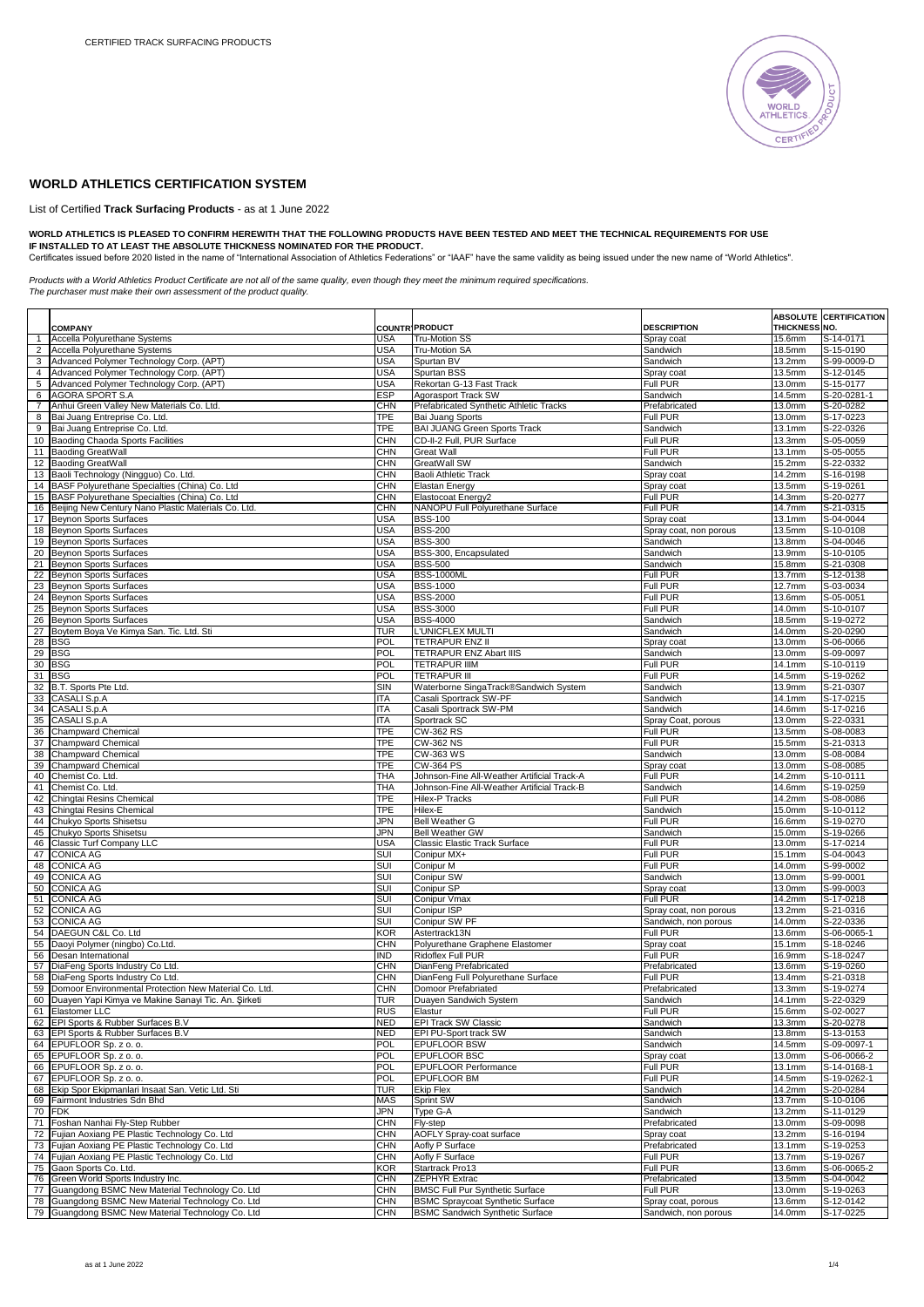# WORLD ATHLETICS CERTIFICATION SYSTEM

List of Certified **Track Surfacing Products** - as at 1 June 2022

**WORLD ATHLETICS IS PLEASED TO CONFIRM HEREWITH THAT THE FOLLOWING PRODUCTS HAVE BEEN TESTED AND MEET THE TECHNICAL REQUIREMENTS FOR USE IF INSTALLED TO AT LEAST THE ABSOLUTE THICKNESS NOMINATED FOR THE PRODUCT.**

Certificates issued before 2020 listed in the name of "International Association of Athletics Federations" or "IAAF" have the same validity as being issued under the new name of "World Athletics".

*Products with a World Athletics Product Certificate are not all of the same quality, even though they meet the minimum required specifications.*
*The purchaser must make their own assessment of the product quality.*

| | COMPANY | COUNTRY | PRODUCT | DESCRIPTION | ABSOLUTE THICKNESS | CERTIFICATION NO. |
|---|---|---|---|---|---|---|
| 1 | Accella Polyurethane Systems | USA | Tru-Motion SS | Spray coat | 15.6mm | S-14-0171 |
| 2 | Accella Polyurethane Systems | USA | Tru-Motion SA | Sandwich | 18.5mm | S-15-0190 |
| 3 | Advanced Polymer Technology Corp. (APT) | USA | Spurtan BV | Sandwich | 13.2mm | S-99-0009-D |
| 4 | Advanced Polymer Technology Corp. (APT) | USA | Spurtan BSS | Spray coat | 13.5mm | S-12-0145 |
| 5 | Advanced Polymer Technology Corp. (APT) | USA | Rekortan G-13 Fast Track | Full PUR | 13.0mm | S-15-0177 |
| 6 | AGORA SPORT S.A | ESP | Agorasport Track SW | Sandwich | 14.5mm | S-20-0281-1 |
| 7 | Anhui Green Valley New Materials Co. Ltd. | CHN | Prefabricated Synthetic Athletic Tracks | Prefabricated | 13.0mm | S-20-0282 |
| 8 | Bai Juang Entreprise Co. Ltd. | TPE | Bai Juang Sports | Full PUR | 13.0mm | S-17-0223 |
| 9 | Bai Juang Entreprise Co. Ltd. | TPE | BAI JUANG Green Sports Track | Sandwich | 13.1mm | S-22-0326 |
| 10 | Baoding Chaoda Sports Facilities | CHN | CD-II-2 Full, PUR Surface | Full PUR | 13.3mm | S-05-0059 |
| 11 | Baoding GreatWall | CHN | Great Wall | Full PUR | 13.1mm | S-05-0055 |
| 12 | Baoding GreatWall | CHN | GreatWall SW | Sandwich | 15.2mm | S-22-0332 |
| 13 | Baoli Technology (Ningguo) Co. Ltd. | CHN | Baoli Athletic Track | Spray coat | 14.2mm | S-16-0198 |
| 14 | BASF Polyurethane Specialties (China) Co. Ltd | CHN | Elastan Energy | Spray coat | 13.5mm | S-19-0261 |
| 15 | BASF Polyurethane Specialties (China) Co. Ltd | CHN | Elastocoat Energy2 | Full PUR | 14.3mm | S-20-0277 |
| 16 | Beijing New Century Nano Plastic Materials Co. Ltd. | CHN | NANOPU Full Polyurethane Surface | Full PUR | 14.7mm | S-21-0315 |
| 17 | Beynon Sports Surfaces | USA | BSS-100 | Spray coat | 13.1mm | S-04-0044 |
| 18 | Beynon Sports Surfaces | USA | BSS-200 | Spray coat, non porous | 13.5mm | S-10-0108 |
| 19 | Beynon Sports Surfaces | USA | BSS-300 | Sandwich | 13.8mm | S-04-0046 |
| 20 | Beynon Sports Surfaces | USA | BSS-300, Encapsulated | Sandwich | 13.9mm | S-10-0105 |
| 21 | Beynon Sports Surfaces | USA | BSS-500 | Sandwich | 15.8mm | S-21-0308 |
| 22 | Beynon Sports Surfaces | USA | BSS-1000ML | Full PUR | 13.7mm | S-12-0138 |
| 23 | Beynon Sports Surfaces | USA | BSS-1000 | Full PUR | 12.7mm | S-03-0034 |
| 24 | Beynon Sports Surfaces | USA | BSS-2000 | Full PUR | 13.6mm | S-05-0051 |
| 25 | Beynon Sports Surfaces | USA | BSS-3000 | Full PUR | 14.0mm | S-10-0107 |
| 26 | Beynon Sports Surfaces | USA | BSS-4000 | Sandwich | 18.5mm | S-19-0272 |
| 27 | Boytem Boya Ve Kimya San. Tic. Ltd. Sti | TUR | L'UNICFLEX MULTI | Sandwich | 14.0mm | S-20-0290 |
| 28 | BSG | POL | TETRAPUR ENZ II | Spray coat | 13.0mm | S-06-0066 |
| 29 | BSG | POL | TETRAPUR ENZ Abart IIIS | Sandwich | 13.0mm | S-09-0097 |
| 30 | BSG | POL | TETRAPUR IIIM | Full PUR | 14.1mm | S-10-0119 |
| 31 | BSG | POL | TETRAPUR III | Full PUR | 14.5mm | S-19-0262 |
| 32 | B.T. Sports Pte Ltd. | SIN | Waterborne SingaTrack®Sandwich System | Sandwich | 13.9mm | S-21-0307 |
| 33 | CASALI S.p.A | ITA | Casali Sportrack SW-PF | Sandwich | 14.1mm | S-17-0215 |
| 34 | CASALI S.p.A | ITA | Casali Sportrack SW-PM | Sandwich | 14.6mm | S-17-0216 |
| 35 | CASALI S.p.A | ITA | Sportrack SC | Spray Coat, porous | 13.0mm | S-22-0331 |
| 36 | Champward Chemical | TPE | CW-362 RS | Full PUR | 13.5mm | S-08-0083 |
| 37 | Champward Chemical | TPE | CW-362 NS | Full PUR | 15.5mm | S-21-0313 |
| 38 | Champward Chemical | TPE | CW-363 WS | Sandwich | 13.0mm | S-08-0084 |
| 39 | Champward Chemical | TPE | CW-364 PS | Spray coat | 13.0mm | S-08-0085 |
| 40 | Chemist Co. Ltd. | THA | Johnson-Fine All-Weather Artificial Track-A | Full PUR | 14.2mm | S-10-0111 |
| 41 | Chemist Co. Ltd. | THA | Johnson-Fine All-Weather Artificial Track-B | Sandwich | 14.6mm | S-19-0259 |
| 42 | Chingtai Resins Chemical | TPE | Hilex-P Tracks | Full PUR | 14.2mm | S-08-0086 |
| 43 | Chingtai Resins Chemical | TPE | Hilex-E | Sandwich | 15.0mm | S-10-0112 |
| 44 | Chukyo Sports Shisetsu | JPN | Bell Weather G | Full PUR | 16.6mm | S-19-0270 |
| 45 | Chukyo Sports Shisetsu | JPN | Bell Weather GW | Sandwich | 15.0mm | S-19-0266 |
| 46 | Classic Turf Company LLC | USA | Classic Elastic Track Surface | Full PUR | 13.0mm | S-17-0214 |
| 47 | CONICA AG | SUI | Conipur MX+ | Full PUR | 15.1mm | S-04-0043 |
| 48 | CONICA AG | SUI | Conipur M | Full PUR | 14.0mm | S-99-0002 |
| 49 | CONICA AG | SUI | Conipur SW | Sandwich | 13.0mm | S-99-0001 |
| 50 | CONICA AG | SUI | Conipur SP | Spray coat | 13.0mm | S-99-0003 |
| 51 | CONICA AG | SUI | Conipur Vmax | Full PUR | 14.2mm | S-17-0218 |
| 52 | CONICA AG | SUI | Conipur ISP | Spray coat, non porous | 13.2mm | S-21-0316 |
| 53 | CONICA AG | SUI | Conipur SW PF | Sandwich, non porous | 14.0mm | S-22-0336 |
| 54 | DAEGUN C&L Co. Ltd | KOR | Astertrack13N | Full PUR | 13.6mm | S-06-0065-1 |
| 55 | Daoyi Polymer (ningbo) Co.Ltd. | CHN | Polyurethane Graphene Elastomer | Spray coat | 15.1mm | S-18-0246 |
| 56 | Desan International | IND | Ridoflex Full PUR | Full PUR | 16.9mm | S-18-0247 |
| 57 | DiaFeng Sports Industry Co Ltd. | CHN | DianFeng Prefabricated | Prefabricated | 13.6mm | S-19-0260 |
| 58 | DiaFeng Sports Industry Co Ltd. | CHN | DianFeng Full Polyurethane Surface | Full PUR | 13.4mm | S-21-0318 |
| 59 | Domoor Environmental Protection New Material Co. Ltd. | CHN | Domoor Prefabriated | Prefabricated | 13.3mm | S-19-0274 |
| 60 | Duayen Yapi Kimya ve Makine Sanayi Tic. An. Şirketi | TUR | Duayen Sandwich System | Sandwich | 14.1mm | S-22-0329 |
| 61 | Elastomer LLC | RUS | Elastur | Full PUR | 15.6mm | S-02-0027 |
| 62 | EPI Sports & Rubber Surfaces B.V | NED | EPI Track SW Classic | Sandwich | 13.3mm | S-20-0278 |
| 63 | EPI Sports & Rubber Surfaces B.V | NED | EPI PU-Sport track SW | Sandwich | 13.8mm | S-13-0153 |
| 64 | EPUFLOOR Sp. z o. o. | POL | EPUFLOOR BSW | Sandwich | 14.5mm | S-09-0097-1 |
| 65 | EPUFLOOR Sp. z o. o. | POL | EPUFLOOR BSC | Spray coat | 13.0mm | S-06-0066-2 |
| 66 | EPUFLOOR Sp. z o. o. | POL | EPUFLOOR Performance | Full PUR | 13.1mm | S-14-0168-1 |
| 67 | EPUFLOOR Sp. z o. o. | POL | EPUFLOOR BM | Full PUR | 14.5mm | S-19-0262-1 |
| 68 | Ekip Spor Ekipmanlari Insaat San. Vetic Ltd. Sti | TUR | Ekip Flex | Sandwich | 14.2mm | S-20-0284 |
| 69 | Fairmont Industries Sdn Bhd | MAS | Sprint SW | Sandwich | 13.7mm | S-10-0106 |
| 70 | FDK | JPN | Type G-A | Sandwich | 13.2mm | S-11-0129 |
| 71 | Foshan Nanhai Fly-Step Rubber | CHN | Fly-step | Prefabricated | 13.0mm | S-09-0098 |
| 72 | Fujian Aoxiang PE Plastic Technology Co. Ltd | CHN | AOFLY Spray-coat surface | Spray coat | 13.2mm | S-16-0194 |
| 73 | Fujian Aoxiang PE Plastic Technology Co. Ltd | CHN | Aofly P Surface | Prefabricated | 13.1mm | S-19-0253 |
| 74 | Fujian Aoxiang PE Plastic Technology Co. Ltd | CHN | Aofly F Surface | Full PUR | 13.7mm | S-19-0267 |
| 75 | Gaon Sports Co. Ltd. | KOR | Startrack Pro13 | Full PUR | 13.6mm | S-06-0065-2 |
| 76 | Green World Sports Industry Inc. | CHN | ZEPHYR Extrac | Prefabricated | 13.5mm | S-04-0042 |
| 77 | Guangdong BSMC New Material Technology Co. Ltd | CHN | BMSC Full Pur Synthetic Surface | Full PUR | 13.0mm | S-19-0263 |
| 78 | Guangdong BSMC New Material Technology Co. Ltd | CHN | BSMC Spraycoat Synthetic Surface | Spray coat, porous | 13.6mm | S-12-0142 |
| 79 | Guangdong BSMC New Material Technology Co. Ltd | CHN | BSMC Sandwich Synthetic Surface | Sandwich, non porous | 14.0mm | S-17-0225 |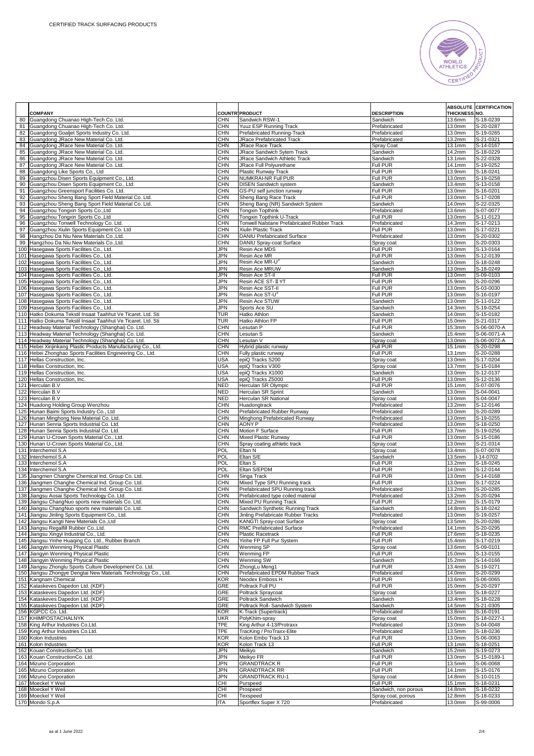CERTIFIED TRACK SURFACING PRODUCTS

| | COMPANY | COUNTRY | PRODUCT | DESCRIPTION | ABSOLUTE THICKNESS | CERTIFICATION NO. |
|---|---|---|---|---|---|---|
| 80 | Guangdong Chuanao High-Tech Co. Ltd. | CHN | Sandwich RSW-1 | Sandwich | 13.6mm | S-18-0239 |
| 81 | Guangdong Chuanao High-Tech Co. Ltd. | CHN | Yuuz ESP Running Track | Prefabricated | 13.0mm | S-20-0287 |
| 82 | Guangdong Goaljet Sports Industry Co. Ltd. | CHN | Prefabricated Running-Track | Prefabricated | 13.0mm | S-19-0265 |
| 83 | Guangdong JRace New Material Co. Ltd. | CHN | JRace Prefabricated Track | Prefabricated | 13.2mm | S-21-0321 |
| 84 | Guangdong JRace New Material Co. Ltd. | CHN | JRace Race Track | Spray Coat | 13.1mm | S-14-0167 |
| 85 | Guangdong JRace New Material Co. Ltd. | CHN | JRace Sandwich Sytem Track | Sandwich | 14.2mm | S-18-0229 |
| 86 | Guangdong JRace New Material Co. Ltd. | CHN | JRace Sandwich Athletic Track | Sandwich | 13.1mm | S-22-0328 |
| 87 | Guangdong JRace New Material Co. Ltd. | CHN | JRace Full Polyurethane | Full PUR | 14.1mm | S-19-0252 |
| 88 | Guangdong Like Sports Co., Ltd | CHN | Plastic Runway Track | Full PUR | 13.9mm | S-18-0241 |
| 89 | Guangzhou Disen Sports Equipment Co., Ltd. | CHN | NUMKRAI-NR Full PUR | Full PUR | 13.0mm | S-19-0258 |
| 90 | Guangzhou Disen Sports Equipment Co., Ltd. | CHN | DISEN Sandwich system | Sandwich | 13.4mm | S-13-0158 |
| 91 | Guangzhou Greensport Facilities Co. Ltd. | CHN | GS-PU self junction runway | Full PUR | 13.0mm | S-16-0201 |
| 92 | Guangzhou Sheng Bang Sport Field Material Co. Ltd. | CHN | Sheng Bang Race Track | Full PUR | 13.0mm | S-17-0208 |
| 93 | Guangzhou Sheng Bang Sport Field Material Co. Ltd. | CHN | Sheng Bang (NR) Sandwich System | Sandwich | 14.0mm | S-22-0325 |
| 94 | Guangzhou Tongxin Sports Co.,Ltd | CHN | Tongxin Topthink | Prefabricated | 13.6mm | S-07-0077 |
| 95 | Guangzhou Tongxin Sports Co.,Ltd | CHN | Tongxin Topthink U-Track | Full PUR | 13.0mm | S-11-0123 |
| 96 | Guangzhou Tonwell Technology Co. Ltd. | CHN | Tonwell Nalstane Prefabricated Rubber Track | Prefabricated | 14.3mm | S-17-0213 |
| 97 | Guangzhou Xiulin Sports Equipment Co. Ltd | CHN | Xiulin Plastic Track | Full PUR | 13.0mm | S-17-0221 |
| 98 | Hangzhou Da Niu New Materials Co.,Ltd. | CHN | DANIU Prefabricated Surface | Prefabricated | 13.0mm | S-20-0302 |
| 99 | Hangzhou Da Niu New Materials Co.,Ltd. | CHN | DANIU Spray-coat Surface | Spray coat | 13.0mm | S-20-0303 |
| 100 | Hasegawa Sports Facilities Co., Ltd. | JPN | Resin Ace MDS | Full PUR | 13.0mm | S-13-0164 |
| 101 | Hasegawa Sports Facilities Co., Ltd. | JPN | Resin Ace MR | Full PUR | 13.0mm | S-12-0139 |
| 102 | Hasegawa Sports Facilities Co., Ltd. | JPN | Resin Ace MR-U$^{3}$ | Sandwich | 13.0mm | S-18-0248 |
| 103 | Hasegawa Sports Facilities Co., Ltd. | JPN | Resin Ace MRUW | Sandwich | 13.0mm | S-18-0249 |
| 104 | Hasegawa Sports Facilities Co., Ltd. | JPN | Resin Ace ST-II | Full PUR | 13.0mm | S-09-0103 |
| 105 | Hasegawa Sports Facilities Co., Ltd. | JPN | Resin ACE ST-Ⅱ YT | Full PUR | 15.9mm | S-20-0296 |
| 106 | Hasegawa Sports Facilities Co., Ltd. | JPN | Resin Ace SST-II | Full PUR | 13.0mm | S-03-0030 |
| 107 | Hasegawa Sports Facilities Co., Ltd. | JPN | Resin Ace ST-U$^{3}$ | Full PUR | 13.0mm | S-16-0197 |
| 108 | Hasegawa Sports Facilities Co., Ltd. | JPN | Resin Ace STUW | Sandwich | 13.0mm | S-11-0122 |
| 109 | Hasegawa Sports Facilities Co., Ltd. | JPN | Sports Ace SU | Sandwich | 14.3mm | S-19-0254 |
| 110 | Hatko Dokuma Tekstil Insaat Taahhut Ve Ticaret. Ltd. Sti | TUR | Hatko Athlon | Sandwich | 14.0mm | S-15-0182 |
| 111 | Hatko Dokuma Tekstil Insaat Taahhut Ve Ticaret. Ltd. Sti | TUR | Hatko Athlon FP | Full PUR | 15.0mm | S-21-0317 |
| 112 | Headway Material Technology (Shanghai) Co. Ltd. | CHN | Lesutan P | Full PUR | 15.3mm | S-06-0070-A |
| 113 | Headway Material Technology (Shanghai) Co. Ltd. | CHN | Lesutan S | Sandwich | 15.4mm | S-06-0071-A |
| 114 | Headway Material Technology (Shanghai) Co. Ltd. | CHN | Lesutan V | Spray coat | 13.0mm | S-06-0072-A |
| 115 | Hebei Xinjinkang Plastic Products Manufacturing Co., Ltd. | CHN | Hybrid plastic runway | Full PUR | 15.1mm | S-20-0298 |
| 116 | Hebei Zhonghao Sports Facilities Engineering Co., Ltd. | CHN | Fully plastic runway | Full PUR | 13.1mm | S-20-0288 |
| 117 | Hellas Construction, Inc. | USA | epiQ Tracks S200 | Spray coat | 13.0mm | S-17-0204 |
| 118 | Hellas Construction, Inc. | USA | epiQ Tracks V300 | Spray coat | 13.7mm | S-15-0184 |
| 119 | Hellas Construction, Inc. | USA | epiQ Tracks X1000 | Sandwich | 13.0mm | S-12-0137 |
| 120 | Hellas Construction, Inc. | USA | epiQ Tracks Z5000 | Full PUR | 13.0mm | S-12-0136 |
| 121 | Herculan B.V | NED | Herculan SR Olympic | Full PUR | 15.1mm | S-07-0076 |
| 122 | Herculan B.V | NED | Herculan SR Sprint | Sandwich | 13.0mm | S-04-0041 |
| 123 | Herculan B.V | NED | Herculan SR National | Spray coat | 13.0mm | S-04-0047 |
| 124 | Huadong Holding Group Wenzhou | CHN | Huadongtrack | Prefabricated | 13.2mm | S-12-0146 |
| 125 | Hunan Baimi Sports Industry Co., Ltd | CHN | Prefabricated Rubber Runway | Prefabricated | 13.0mm | S-20-0289 |
| 126 | Hunan Minghong New Material Co. Ltd. | CHN | Minghong Prefabricated Runway | Prefabricated | 13.0mm | S-19-0255 |
| 127 | Hunan Senria Sports Industrial Co. Ltd. | CHN | AONY P | Prefabricated | 13.0mm | S-18-0250 |
| 128 | Hunan Senria Sports Industrial Co. Ltd. | CHN | Motion F Surface | Full PUR | 13.7mm | S-19-0256 |
| 129 | Hunan U-Crown Sports Material Co., Ltd. | CHN | Mixed Plastic Runway | Full PUR | 13.0mm | S-15-0186 |
| 130 | Hunan U-Crown Sports Material Co., Ltd. | CHN | Spray coating athletic track | Spray coat | 13.0mm | S-21-0314 |
| 131 | Interchemol S.A | POL | Eltan N | Spray coat | 13.4mm | S-07-0078 |
| 132 | Interchemol S.A | POL | Eltan S/E | Sandwich | 13.5mm | I-14-0702 |
| 133 | Interchemol S.A | POL | Eltan S | Full PUR | 13.2mm | S-18-0245 |
| 134 | Interchemol S.A | POL | Eltan S/EPDM | Full PUR | 14.0mm | S-12-0144 |
| 135 | Jiangmen Changhe Chemical Ind. Group Co. Ltd. | CHN | Singa Track | Full PUR | 13.0mm | S-14-0168 |
| 136 | Jiangmen Changhe Chemical Ind. Group Co. Ltd. | CHN | Mixed Type SPU Running track | Full PUR | 13.0mm | S-17-0224 |
| 137 | Jiangmen Changhe Chemical Ind. Group Co. Ltd. | CHN | Prefabricated SPU Running track | Prefabricated | 13.2mm | S-20-0285 |
| 138 | Jiangsu Aosai Sports Technology Co. Ltd. | CHN | Prefabricated type coiled material | Prefabricated | 13.2mm | S-20-0294 |
| 139 | Jiangsu ChangNuo sports new materials Co. Ltd. | CHN | Mixed PU Running Track | Full PUR | 12.2mm | S-15-0179 |
| 140 | Jiangsu ChangNuo sports new materials Co. Ltd. | CHN | Sandwich Synthetic Running Track | Sandwich | 14.8mm | S-18-0242 |
| 141 | Jiangsu Jinling Sports Equipment Co., Ltd. | CHN | Jinling Prefabricate Rubber Tracks | Prefabricated | 13.0mm | S-19-0257 |
| 142 | Jiangsu Kangti New Materials Co.,Ltd | CHN | KANGTI Spray-coat Surface | Spray coat | 13.5mm | S-20-0286 |
| 143 | Jiangsu Regalfill Rubber Co.,Ltd. | CHN | RMC Prefabricated Surface | Prefabricated | 14.1mm | S-20-0295 |
| 144 | Jiangsu Xingyi Industrial Co., Ltd. | CHN | Plastic Racetrack | Full PUR | 17.6mm | S-18-0235 |
| 145 | Jiangsu Yinhe Huaqing Co. Ltd., Rubber Branch | CHN | Yinhe FP Full Pur System | Full PUR | 15.4mm | S-17-0219 |
| 146 | Jiangyin Wenming Physical Plastic | CHN | Wenming SP | Spray coat | 13.6mm | S-09-0101 |
| 147 | Jiangyin Wenming Physical Plastic | CHN | Wenming FP | Full PUR | 15.0mm | S-13-0155 |
| 148 | Jiangyin Wenming Physical Plastic | CHN | Wenming SW | Sandwich | 15.2mm | S-14-0166 |
| 149 | Jiangsu Zhonglu Sports Culture Development Co. Ltd. | CHN | ZhongLu Meng1 | Full PUR | 13.4mm | S-19-0271 |
| 150 | Jiangsu Zhongye Dengtai New Materials Technology Co., Ltd. | CHN | Prefabricated EPDM Rubber Track | Prefabricated | 14.0mm | S-20-0299 |
| 151 | Kangnam Chemical | KOR | Neodex Emboss H | Full PUR | 13.6mm | S-06-0065 |
| 152 | Kataskeves Dapedon Ltd. (KDF) | GRE | Poltrack Full PU | Full PUR | 15.0mm | S-20-0297 |
| 153 | Kataskeves Dapedon Ltd. (KDF) | GRE | Poltrack Spraycoat | Spray coat | 13.5mm | S-18-0227 |
| 154 | Kataskeves Dapedon Ltd. (KDF) | GRE | Poltrack Sandwich | Sandwich | 13.4mm | S-18-0228 |
| 155 | Kataskeves Dapedon Ltd. (KDF) | GRE | Poltrack Roll- Sandwich System | Sandwich | 14.5mm | S-21-0305 |
| 156 | KGPCC Co. Ltd. | KOR | K-Track (Supertrack) | Prefabricated | 13.8mm | S-16-0191 |
| 157 | KHIMPOSTACHALNYK | UKR | PolyKhim-spray | Spray coat | 15.0mm | S-18-0227-1 |
| 158 | King Arthur Industries Co.Ltd. | TPE | King Arthur 4-13/Protraxx | Prefabricated | 13.0mm | S-04-0048 |
| 159 | King Arthur Industries Co.Ltd. | TPE | TracKing / ProTraxx-Elite | Prefabricated | 13.5mm | S-18-0236 |
| 160 | Kolon Industries | KOR | Kolon Embo Track 13 | Full PUR | 13.0mm | S-06-0063 |
| 161 | Kolon Industries | KOR | Kolon Track 13 | Full PUR | 13.1mm | S-18-0251 |
| 162 | Kouan ConstructionCo. Ltd. | JPN | Meikyo | Sandwich | 15.2mm | S-19-0273 |
| 163 | Kouan ConstructionCo. Ltd. | JPN | Meikyo FR | Full PUR | 13.0mm | S-15-0189-1 |
| 164 | Mizuno Corporation | JPN | GRANDTRACK R | Full PUR | 13.5mm | S-06-0068 |
| 165 | Mizuno Corporation | JPN | GRANDTRACK RR | Full PUR | 14.1mm | S-15-0176 |
| 166 | Mizuno Corporation | JPN | GRANDTRACK RU-1 | Spray coat | 14.8mm | S-10-0115 |
| 167 | Moeckel Y Weil | CHI | Purspeed | Full PUR | 15.1mm | S-18-0231 |
| 168 | Moeckel Y Weil | CHI | Prospeed | Sandwich, non porous | 14.8mm | S-18-0232 |
| 169 | Moeckel Y Weil | CHI | Texspeed | Spray coat, porous | 12.8mm | S-18-0233 |
| 170 | Mondo S.p.A | ITA | Sportflex Super X 720 | Prefabricated | 13.0mm | S-99-0006 |

as at 1 June 2022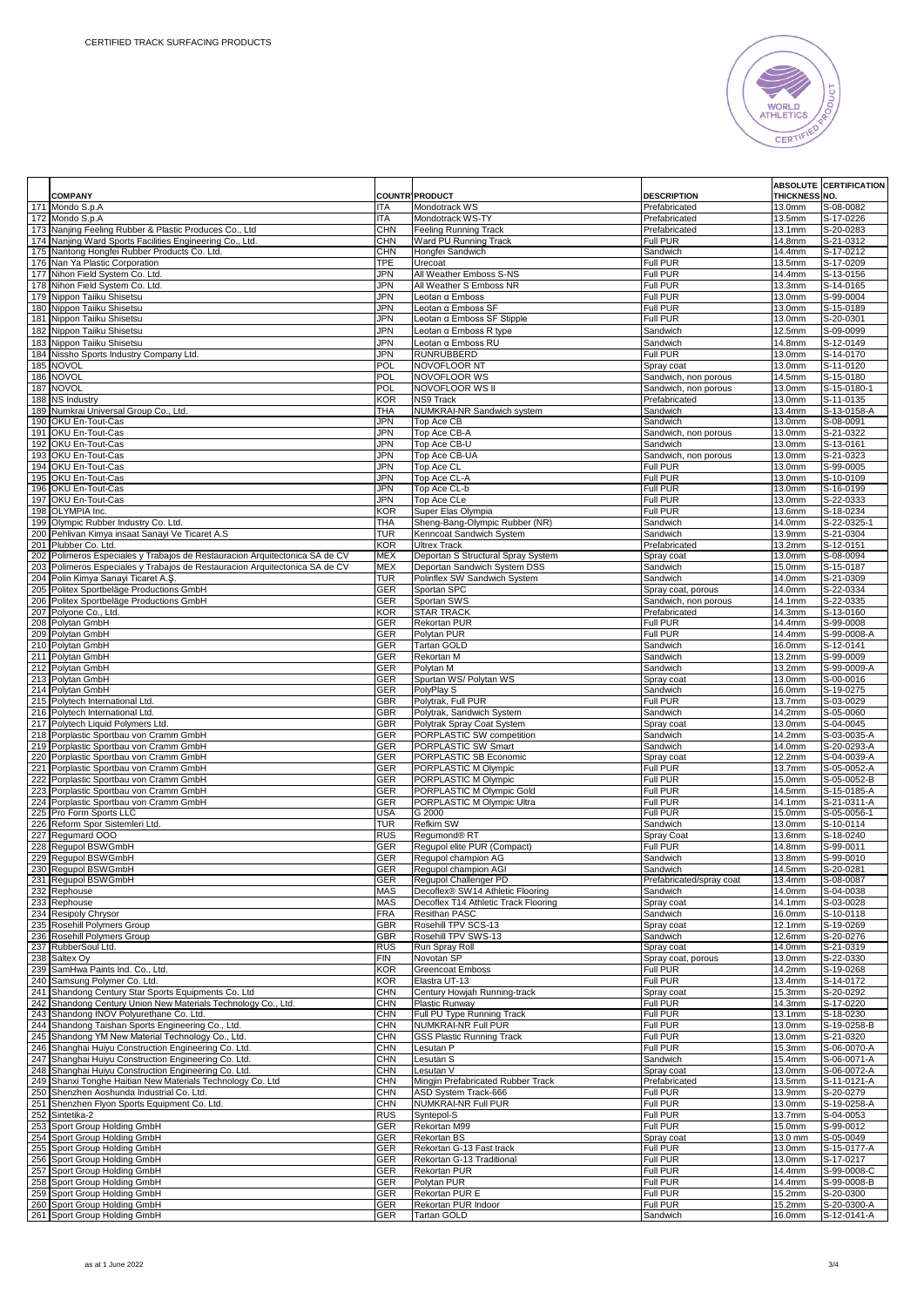CERTIFIED TRACK SURFACING PRODUCTS

| | COMPANY | COUNTRY | PRODUCT | DESCRIPTION | ABSOLUTE THICKNESS | CERTIFICATION NO. |
|---|---|---|---|---|---|---|
| 171 | Mondo S.p.A | ITA | Mondotrack WS | Prefabricated | 13.0mm | S-08-0082 |
| 172 | Mondo S.p.A | ITA | Mondotrack WS-TY | Prefabricated | 13.5mm | S-17-0226 |
| 173 | Nanjing Feeling Rubber & Plastic Produces Co., Ltd | CHN | Feeling Running Track | Prefabricated | 13.1mm | S-20-0283 |
| 174 | Nanjing Ward Sports Facilities Engineering Co., Ltd. | CHN | Ward PU Running Track | Full PUR | 14.8mm | S-21-0312 |
| 175 | Nantong Hongfei Rubber Products Co. Ltd. | CHN | Hongfei Sandwich | Sandwich | 14.4mm | S-17-0212 |
| 176 | Nan Ya Plastic Corporation | TPE | Urecoat | Full PUR | 13.5mm | S-17-0209 |
| 177 | Nihon Field System Co. Ltd. | JPN | All Weather Emboss S-NS | Full PUR | 14.4mm | S-13-0156 |
| 178 | Nihon Field System Co. Ltd. | JPN | All Weather S Emboss NR | Full PUR | 13.3mm | S-14-0165 |
| 179 | Nippon Taiiku Shisetsu | JPN | Leotan α Emboss | Full PUR | 13.0mm | S-99-0004 |
| 180 | Nippon Taiiku Shisetsu | JPN | Leotan α Emboss SF | Full PUR | 13.0mm | S-15-0189 |
| 181 | Nippon Taiiku Shisetsu | JPN | Leotan α Emboss SF Stipple | Full PUR | 13.0mm | S-20-0301 |
| 182 | Nippon Taiiku Shisetsu | JPN | Leotan α Emboss R type | Sandwich | 12.5mm | S-09-0099 |
| 183 | Nippon Taiiku Shisetsu | JPN | Leotan α Emboss RU | Sandwich | 14.8mm | S-12-0149 |
| 184 | Nissho Sports Industry Company Ltd. | JPN | RUNRUBBERD | Full PUR | 13.0mm | S-14-0170 |
| 185 | NOVOL | POL | NOVOFLOOR NT | Spray coat | 13.0mm | S-11-0120 |
| 186 | NOVOL | POL | NOVOFLOOR WS | Sandwich, non porous | 14.5mm | S-15-0180 |
| 187 | NOVOL | POL | NOVOFLOOR WS II | Sandwich, non porous | 13.0mm | S-15-0180-1 |
| 188 | NS Industry | KOR | NS9 Track | Prefabricated | 13.0mm | S-11-0135 |
| 189 | Numkrai Universal Group Co., Ltd. | THA | NUMKRAI-NR Sandwich system | Sandwich | 13.4mm | S-13-0158-A |
| 190 | OKU En-Tout-Cas | JPN | Top Ace CB | Sandwich | 13.0mm | S-08-0091 |
| 191 | OKU En-Tout-Cas | JPN | Top Ace CB-A | Sandwich, non porous | 13.0mm | S-21-0322 |
| 192 | OKU En-Tout-Cas | JPN | Top Ace CB-U | Sandwich | 13.0mm | S-13-0161 |
| 193 | OKU En-Tout-Cas | JPN | Top Ace CB-UA | Sandwich, non porous | 13.0mm | S-21-0323 |
| 194 | OKU En-Tout-Cas | JPN | Top Ace CL | Full PUR | 13.0mm | S-99-0005 |
| 195 | OKU En-Tout-Cas | JPN | Top Ace CL-A | Full PUR | 13.0mm | S-10-0109 |
| 196 | OKU En-Tout-Cas | JPN | Top Ace CL-b | Full PUR | 13.0mm | S-16-0199 |
| 197 | OKU En-Tout-Cas | JPN | Top Ace CLe | Full PUR | 13.0mm | S-22-0333 |
| 198 | OLYMPIA Inc. | KOR | Super Elas Olympia | Full PUR | 13.6mm | S-18-0234 |
| 199 | Olympic Rubber Industry Co. Ltd. | THA | Sheng-Bang-Olympic Rubber (NR) | Sandwich | 14.0mm | S-22-0325-1 |
| 200 | Pehlivan Kimya insaat Sanayi Ve Ticaret A.S | TUR | Kenncoat Sandwich System | Sandwich | 13.9mm | S-21-0304 |
| 201 | Plubber Co. Ltd. | KOR | Ultrex Track | Prefabricated | 13.2mm | S-12-0151 |
| 202 | Polimeros Especiales y Trabajos de Restauracion Arquitectonica SA de CV | MEX | Deportan S Structural Spray System | Spray coat | 13.0mm | S-08-0094 |
| 203 | Polimeros Especiales y Trabajos de Restauracion Arquitectonica SA de CV | MEX | Deportan Sandwich System DSS | Sandwich | 15.0mm | S-15-0187 |
| 204 | Polin Kimya Sanayi Ticaret A.Ş. | TUR | Polinflex SW Sandwich System | Sandwich | 14.0mm | S-21-0309 |
| 205 | Politex Sportbeläge Productions GmbH | GER | Sportan SPC | Spray coat, porous | 14.0mm | S-22-0334 |
| 206 | Politex Sportbeläge Productions GmbH | GER | Sportan SWS | Sandwich, non porous | 14.1mm | S-22-0335 |
| 207 | Polyone Co., Ltd. | KOR | STAR TRACK | Prefabricated | 14.3mm | S-13-0160 |
| 208 | Polytan GmbH | GER | Rekortan PUR | Full PUR | 14.4mm | S-99-0008 |
| 209 | Polytan GmbH | GER | Polytan PUR | Full PUR | 14.4mm | S-99-0008-A |
| 210 | Polytan GmbH | GER | Tartan GOLD | Sandwich | 16.0mm | S-12-0141 |
| 211 | Polytan GmbH | GER | Rekortan M | Sandwich | 13.2mm | S-99-0009 |
| 212 | Polytan GmbH | GER | Polytan M | Sandwich | 13.2mm | S-99-0009-A |
| 213 | Polytan GmbH | GER | Spurtan WS/ Polytan WS | Spray coat | 13.0mm | S-00-0016 |
| 214 | Polytan GmbH | GER | PolyPlay S | Sandwich | 16.0mm | S-19-0275 |
| 215 | Polytech International Ltd. | GBR | Polytrak, Full PUR | Full PUR | 13.7mm | S-03-0029 |
| 216 | Polytech International Ltd. | GBR | Polytrak, Sandwich System | Sandwich | 14,2mm | S-05-0060 |
| 217 | Polytech Liquid Polymers Ltd. | GBR | Polytrak Spray Coat System | Spray coat | 13.0mm | S-04-0045 |
| 218 | Porplastic Sportbau von Cramm GmbH | GER | PORPLASTIC SW competition | Sandwich | 14.2mm | S-03-0035-A |
| 219 | Porplastic Sportbau von Cramm GmbH | GER | PORPLASTIC SW Smart | Sandwich | 14.0mm | S-20-0293-A |
| 220 | Porplastic Sportbau von Cramm GmbH | GER | PORPLASTIC SB Economic | Spray coat | 12.2mm | S-04-0039-A |
| 221 | Porplastic Sportbau von Cramm GmbH | GER | PORPLASTIC M Olympic | Full PUR | 13.7mm | S-05-0052-A |
| 222 | Porplastic Sportbau von Cramm GmbH | GER | PORPLASTIC M Olympic | Full PUR | 15.0mm | S-05-0052-B |
| 223 | Porplastic Sportbau von Cramm GmbH | GER | PORPLASTIC M Olympic Gold | Full PUR | 14.5mm | S-15-0185-A |
| 224 | Porplastic Sportbau von Cramm GmbH | GER | PORPLASTIC M Olympic Ultra | Full PUR | 14.1mm | S-21-0311-A |
| 225 | Pro Form Sports LLC | USA | G 2000 | Full PUR | 15.0mm | S-05-0056-1 |
| 226 | Reform Spor Sistemleri Ltd. | TUR | Refkim SW | Sandwich | 13.0mm | S-10-0114 |
| 227 | Regumard OOO | RUS | Regumond® RT | Spray Coat | 13.6mm | S-18-0240 |
| 228 | Regupol BSWGmbH | GER | Regupol elite PUR (Compact) | Full PUR | 14.8mm | S-99-0011 |
| 229 | Regupol BSWGmbH | GER | Regupol champion AG | Sandwich | 13.8mm | S-99-0010 |
| 230 | Regupol BSWGmbH | GER | Regupol champion AGI | Sandwich | 14.5mm | S-20-0281 |
| 231 | Regupol BSWGmbH | GER | Regupol Challenger PD | Prefabricated/spray coat | 13.4mm | S-08-0087 |
| 232 | Rephouse | MAS | Decoflex® SW14 Athletic Flooring | Sandwich | 14.0mm | S-04-0038 |
| 233 | Rephouse | MAS | Decoflex T14 Athletic Track Flooring | Spray coat | 14.1mm | S-03-0028 |
| 234 | Resipoly Chrysor | FRA | Resithan PASC | Sandwich | 16.0mm | S-10-0118 |
| 235 | Rosehill Polymers Group | GBR | Rosehill TPV SCS-13 | Spray coat | 12.1mm | S-19-0269 |
| 236 | Rosehill Polymers Group | GBR | Rosehill TPV SWS-13 | Sandwich | 12.6mm | S-20-0276 |
| 237 | RubberSoul Ltd. | RUS | Run Spray Roll | Spray coat | 14.0mm | S-21-0319 |
| 238 | Saltex Oy | FIN | Novotan SP | Spray coat, porous | 13.0mm | S-22-0330 |
| 239 | SamHwa Paints Ind. Co., Ltd. | KOR | Greencoat Emboss | Full PUR | 14.2mm | S-19-0268 |
| 240 | Samsung Polymer Co. Ltd. | KOR | Elastra UT-13 | Full PUR | 13.4mm | S-14-0172 |
| 241 | Shandong Century Star Sports Equipments Co. Ltd | CHN | Century Howjah Running-track | Spray coat | 15.3mm | S-20-0292 |
| 242 | Shandong Century Union New Materials Technology Co., Ltd. | CHN | Plastic Runway | Full PUR | 14.3mm | S-17-0220 |
| 243 | Shandong INOV Polyurethane Co. Ltd. | CHN | Full PU Type Running Track | Full PUR | 13.1mm | S-18-0230 |
| 244 | Shandong Taishan Sports Engineering Co., Ltd. | CHN | NUMKRAI-NR Full PUR | Full PUR | 13.0mm | S-19-0258-B |
| 245 | Shandong YM New Material Technology Co., Ltd. | CHN | GSS Plastic Running Track | Full PUR | 13.0mm | S-21-0320 |
| 246 | Shanghai Huiyu Construction Engineering Co. Ltd. | CHN | Lesutan P | Full PUR | 15.3mm | S-06-0070-A |
| 247 | Shanghai Huiyu Construction Engineering Co. Ltd. | CHN | Lesutan S | Sandwich | 15.4mm | S-06-0071-A |
| 248 | Shanghai Huiyu Construction Engineering Co. Ltd. | CHN | Lesutan V | Spray coat | 13.0mm | S-06-0072-A |
| 249 | Shanxi Tonghe Haitian New Materials Technology Co. Ltd | CHN | Mingjin Prefabricated Rubber Track | Prefabricated | 13.5mm | S-11-0121-A |
| 250 | Shenzhen Aoshunda Industrial Co. Ltd. | CHN | ASD System Track-666 | Full PUR | 13.9mm | S-20-0279 |
| 251 | Shenzhen Flyon Sports Equipment Co. Ltd. | CHN | NUMKRAI-NR Full PUR | Full PUR | 13.0mm | S-19-0258-A |
| 252 | Sintetika-2 | RUS | Syntepol-S | Full PUR | 13.7mm | S-04-0053 |
| 253 | Sport Group Holding GmbH | GER | Rekortan M99 | Full PUR | 15.0mm | S-99-0012 |
| 254 | Sport Group Holding GmbH | GER | Rekortan BS | Spray coat | 13.0 mm | S-05-0049 |
| 255 | Sport Group Holding GmbH | GER | Rekortan G-13 Fast track | Full PUR | 13.0mm | S-15-0177-A |
| 256 | Sport Group Holding GmbH | GER | Rekortan G-13 Traditional | Full PUR | 13.0mm | S-17-0217 |
| 257 | Sport Group Holding GmbH | GER | Rekortan PUR | Full PUR | 14.4mm | S-99-0008-C |
| 258 | Sport Group Holding GmbH | GER | Polytan PUR | Full PUR | 14.4mm | S-99-0008-B |
| 259 | Sport Group Holding GmbH | GER | Rekortan PUR E | Full PUR | 15.2mm | S-20-0300 |
| 260 | Sport Group Holding GmbH | GER | Rekortan PUR Indoor | Full PUR | 15.2mm | S-20-0300-A |
| 261 | Sport Group Holding GmbH | GER | Tartan GOLD | Sandwich | 16.0mm | S-12-0141-A |

as at 1 June 2022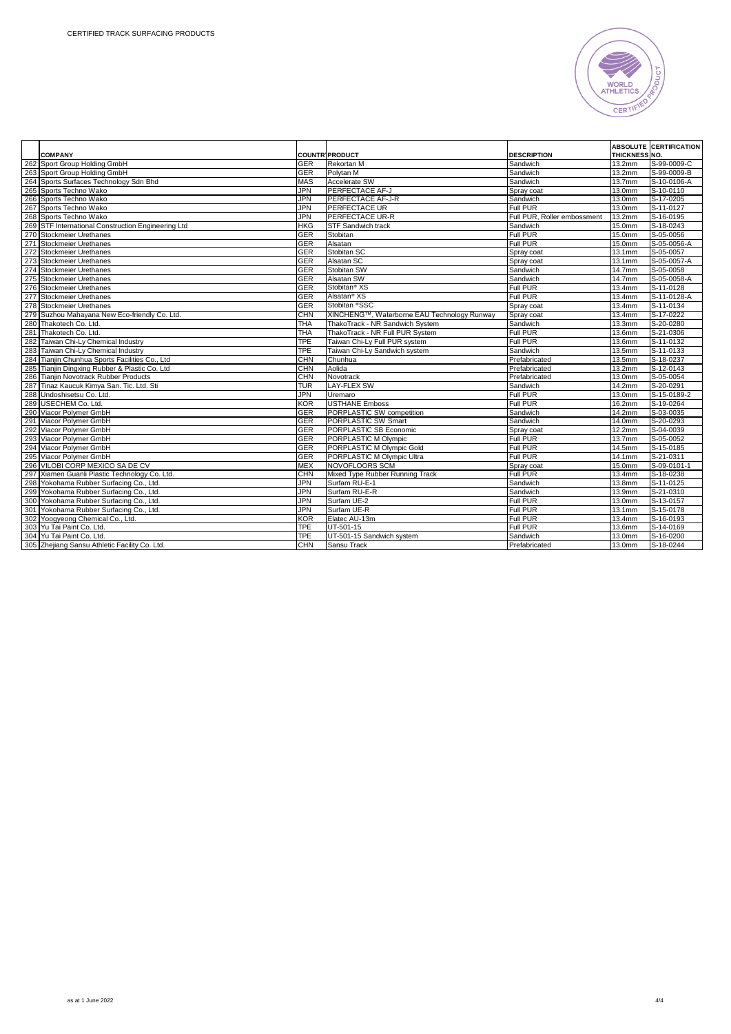CERTIFIED TRACK SURFACING PRODUCTS

| | COMPANY | COUNTRY | PRODUCT | DESCRIPTION | ABSOLUTE THICKNESS | CERTIFICATION NO. |
|---|---|---|---|---|---|---|
| 262 | Sport Group Holding GmbH | GER | Rekortan M | Sandwich | 13.2mm | S-99-0009-C |
| 263 | Sport Group Holding GmbH | GER | Polytan M | Sandwich | 13.2mm | S-99-0009-B |
| 264 | Sports Surfaces Technology Sdn Bhd | MAS | Accelerate SW | Sandwich | 13.7mm | S-10-0106-A |
| 265 | Sports Techno Wako | JPN | PERFECTACE AF-J | Spray coat | 13.0mm | S-10-0110 |
| 266 | Sports Techno Wako | JPN | PERFECTACE AF-J-R | Sandwich | 13.0mm | S-17-0205 |
| 267 | Sports Techno Wako | JPN | PERFECTACE UR | Full PUR | 13.0mm | S-11-0127 |
| 268 | Sports Techno Wako | JPN | PERFECTACE UR-R | Full PUR, Roller embossment | 13.2mm | S-16-0195 |
| 269 | STF International Construction Engineering Ltd | HKG | STF Sandwich track | Sandwich | 15.0mm | S-18-0243 |
| 270 | Stockmeier Urethanes | GER | Stobitan | Full PUR | 15.0mm | S-05-0056 |
| 271 | Stockmeier Urethanes | GER | Alsatan | Full PUR | 15.0mm | S-05-0056-A |
| 272 | Stockmeier Urethanes | GER | Stobitan SC | Spray coat | 13.1mm | S-05-0057 |
| 273 | Stockmeier Urethanes | GER | Alsatan SC | Spray coat | 13.1mm | S-05-0057-A |
| 274 | Stockmeier Urethanes | GER | Stobitan SW | Sandwich | 14.7mm | S-05-0058 |
| 275 | Stockmeier Urethanes | GER | Alsatan SW | Sandwich | 14.7mm | S-05-0058-A |
| 276 | Stockmeier Urethanes | GER | Stobitan® XS | Full PUR | 13.4mm | S-11-0128 |
| 277 | Stockmeier Urethanes | GER | Alsatan® XS | Full PUR | 13.4mm | S-11-0128-A |
| 278 | Stockmeier Urethanes | GER | Stobitan ®SSC | Spray coat | 13.4mm | S-11-0134 |
| 279 | Suzhou Mahayana New Eco-friendly Co. Ltd. | CHN | XINCHENG™, Waterborne EAU Technology Runway | Spray coat | 13.4mm | S-17-0222 |
| 280 | Thakotech Co. Ltd. | THA | ThakoTrack - NR Sandwich System | Sandwich | 13.3mm | S-20-0280 |
| 281 | Thakotech Co. Ltd. | THA | ThakoTrack - NR Full PUR System | Full PUR | 13.6mm | S-21-0306 |
| 282 | Taiwan Chi-Ly Chemical Industry | TPE | Taiwan Chi-Ly Full PUR system | Full PUR | 13.6mm | S-11-0132 |
| 283 | Taiwan Chi-Ly Chemical Industry | TPE | Taiwan Chi-Ly Sandwich system | Sandwich | 13.5mm | S-11-0133 |
| 284 | Tianjin Chunhua Sports Facilities Co., Ltd | CHN | Chunhua | Prefabricated | 13.5mm | S-18-0237 |
| 285 | Tianjin Dingxing Rubber & Plastic Co. Ltd | CHN | Aolida | Prefabricated | 13.2mm | S-12-0143 |
| 286 | Tianjin Novotrack Rubber Products | CHN | Novotrack | Prefabricated | 13.0mm | S-05-0054 |
| 287 | Tinaz Kaucuk Kimya San. Tic. Ltd. Sti | TUR | LAY-FLEX SW | Sandwich | 14.2mm | S-20-0291 |
| 288 | Undoshisetsu Co. Ltd. | JPN | Uremaro | Full PUR | 13.0mm | S-15-0189-2 |
| 289 | USECHEM Co. Ltd. | KOR | USTHANE Emboss | Full PUR | 16.2mm | S-19-0264 |
| 290 | Viacor Polymer GmbH | GER | PORPLASTIC SW competition | Sandwich | 14.2mm | S-03-0035 |
| 291 | Viacor Polymer GmbH | GER | PORPLASTIC SW Smart | Sandwich | 14.0mm | S-20-0293 |
| 292 | Viacor Polymer GmbH | GER | PORPLASTIC SB Economic | Spray coat | 12.2mm | S-04-0039 |
| 293 | Viacor Polymer GmbH | GER | PORPLASTIC M Olympic | Full PUR | 13.7mm | S-05-0052 |
| 294 | Viacor Polymer GmbH | GER | PORPLASTIC M Olympic Gold | Full PUR | 14.5mm | S-15-0185 |
| 295 | Viacor Polymer GmbH | GER | PORPLASTIC M Olympic Ultra | Full PUR | 14.1mm | S-21-0311 |
| 296 | VILOBI CORP MEXICO SA DE CV | MEX | NOVOFLOORS SCM | Spray coat | 15.0mm | S-09-0101-1 |
| 297 | Xiamen Guanli Plastic Technology Co. Ltd. | CHN | Mixed Type Rubber Running Track | Full PUR | 13.4mm | S-18-0238 |
| 298 | Yokohama Rubber Surfacing Co., Ltd. | JPN | Surfam RU-E-1 | Sandwich | 13.8mm | S-11-0125 |
| 299 | Yokohama Rubber Surfacing Co., Ltd. | JPN | Surfam RU-E-R | Sandwich | 13.9mm | S-21-0310 |
| 300 | Yokohama Rubber Surfacing Co., Ltd. | JPN | Surfam UE-2 | Full PUR | 13.0mm | S-13-0157 |
| 301 | Yokohama Rubber Surfacing Co., Ltd. | JPN | Surfam UE-R | Full PUR | 13.1mm | S-15-0178 |
| 302 | Yoogyeong Chemical Co., Ltd. | KOR | Elatec AU-13m | Full PUR | 13.4mm | S-16-0193 |
| 303 | Yu Tai Paint Co. Ltd. | TPE | UT-501-15 | Full PUR | 13,6mm | S-14-0169 |
| 304 | Yu Tai Paint Co. Ltd. | TPE | UT-501-15 Sandwich system | Sandwich | 13.0mm | S-16-0200 |
| 305 | Zhejiang Sansu Athletic Facility Co. Ltd. | CHN | Sansu Track | Prefabricated | 13.0mm | S-18-0244 |

as at 1 June 2022